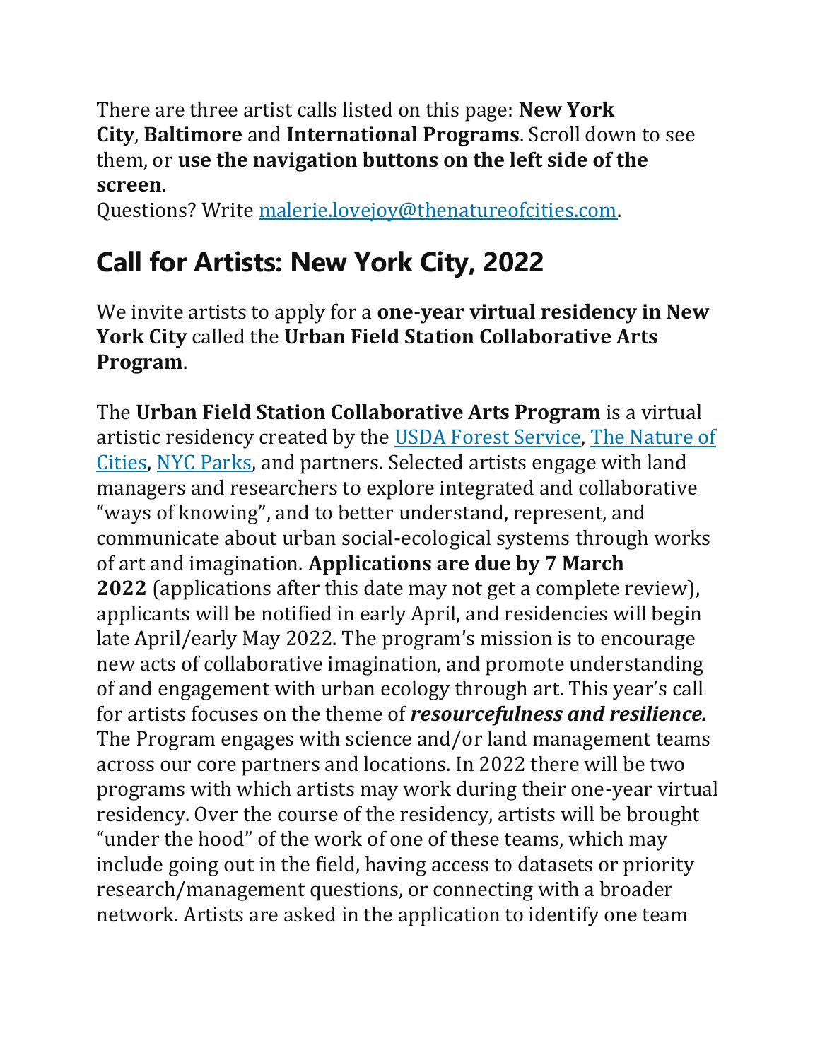There are three artist calls listed on this page: **New York City**, **Baltimore** and **International Programs**. Scroll down to see them, or **use the navigation buttons on the left side of the screen**.
Questions? Write [malerie.lovejoy@thenatureofcities.com](mailto:malerie.lovejoy@thenatureofcities.com).

## Call for Artists: New York City, 2022

We invite artists to apply for a **one-year virtual residency in New York City** called the **Urban Field Station Collaborative Arts Program**.

The **Urban Field Station Collaborative Arts Program** is a virtual artistic residency created by the [USDA Forest Service](), [The Nature of Cities](), [NYC Parks](), and partners. Selected artists engage with land managers and researchers to explore integrated and collaborative "ways of knowing", and to better understand, represent, and communicate about urban social-ecological systems through works of art and imagination. **Applications are due by 7 March 2022** (applications after this date may not get a complete review), applicants will be notified in early April, and residencies will begin late April/early May 2022. The program's mission is to encourage new acts of collaborative imagination, and promote understanding of and engagement with urban ecology through art. This year's call for artists focuses on the theme of ***resourcefulness and resilience.*** The Program engages with science and/or land management teams across our core partners and locations. In 2022 there will be two programs with which artists may work during their one-year virtual residency. Over the course of the residency, artists will be brought "under the hood" of the work of one of these teams, which may include going out in the field, having access to datasets or priority research/management questions, or connecting with a broader network. Artists are asked in the application to identify one team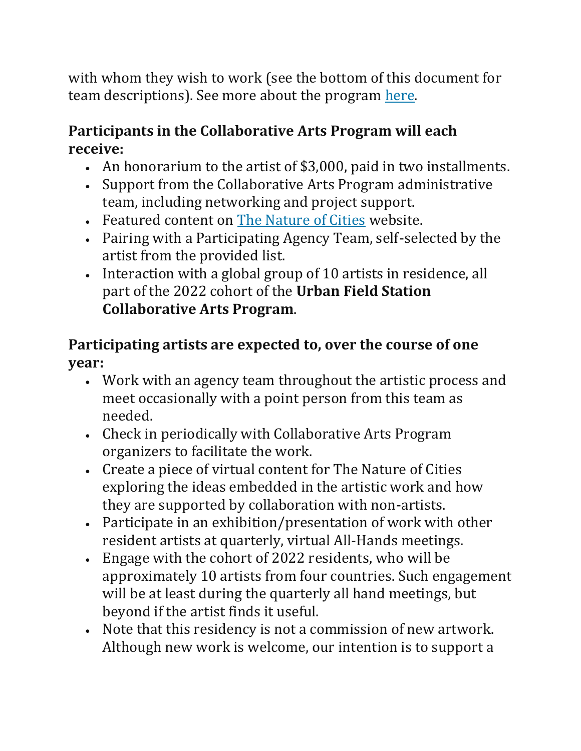with whom they wish to work (see the bottom of this document for team descriptions). See more about the program [here](#).

**Participants in the Collaborative Arts Program will each receive:**

- An honorarium to the artist of $3,000, paid in two installments.
- Support from the Collaborative Arts Program administrative team, including networking and project support.
- Featured content on [The Nature of Cities](#) website.
- Pairing with a Participating Agency Team, self-selected by the artist from the provided list.
- Interaction with a global group of 10 artists in residence, all part of the 2022 cohort of the **Urban Field Station Collaborative Arts Program**.

**Participating artists are expected to, over the course of one year:**

- Work with an agency team throughout the artistic process and meet occasionally with a point person from this team as needed.
- Check in periodically with Collaborative Arts Program organizers to facilitate the work.
- Create a piece of virtual content for The Nature of Cities exploring the ideas embedded in the artistic work and how they are supported by collaboration with non-artists.
- Participate in an exhibition/presentation of work with other resident artists at quarterly, virtual All-Hands meetings.
- Engage with the cohort of 2022 residents, who will be approximately 10 artists from four countries. Such engagement will be at least during the quarterly all hand meetings, but beyond if the artist finds it useful.
- Note that this residency is not a commission of new artwork. Although new work is welcome, our intention is to support a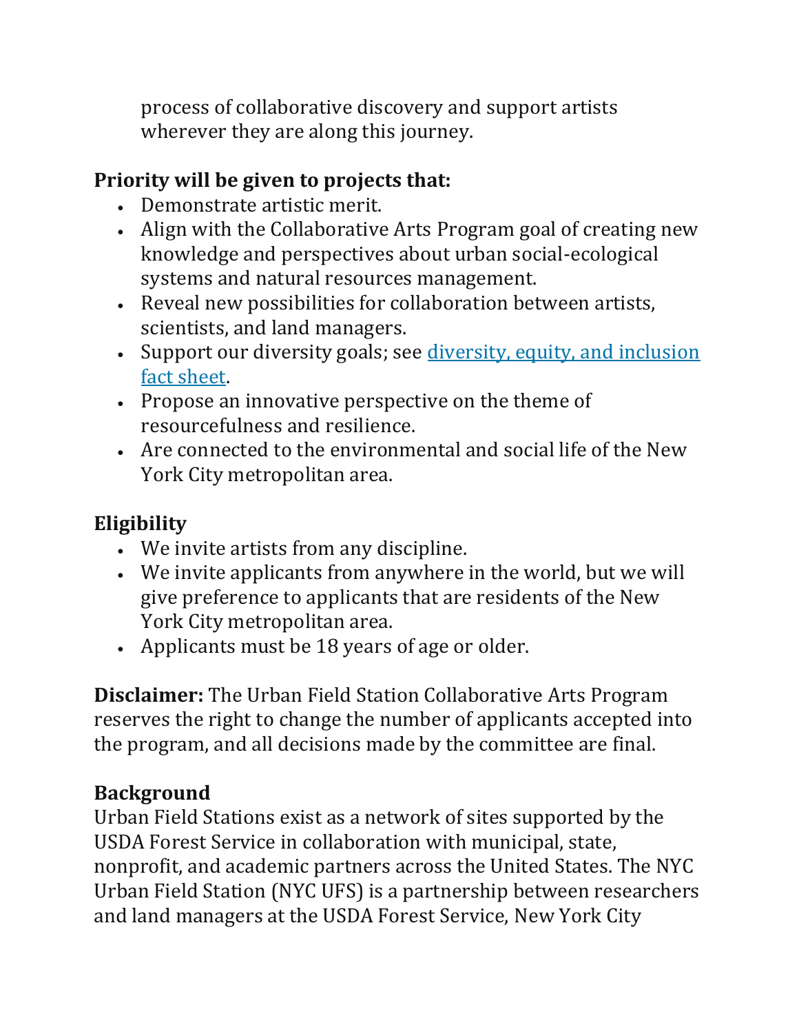process of collaborative discovery and support artists wherever they are along this journey.

**Priority will be given to projects that:**

- Demonstrate artistic merit.
- Align with the Collaborative Arts Program goal of creating new knowledge and perspectives about urban social-ecological systems and natural resources management.
- Reveal new possibilities for collaboration between artists, scientists, and land managers.
- Support our diversity goals; see [diversity, equity, and inclusion fact sheet](#).
- Propose an innovative perspective on the theme of resourcefulness and resilience.
- Are connected to the environmental and social life of the New York City metropolitan area.

## Eligibility

- We invite artists from any discipline.
- We invite applicants from anywhere in the world, but we will give preference to applicants that are residents of the New York City metropolitan area.
- Applicants must be 18 years of age or older.

**Disclaimer:** The Urban Field Station Collaborative Arts Program reserves the right to change the number of applicants accepted into the program, and all decisions made by the committee are final.

## Background

Urban Field Stations exist as a network of sites supported by the USDA Forest Service in collaboration with municipal, state, nonprofit, and academic partners across the United States. The NYC Urban Field Station (NYC UFS) is a partnership between researchers and land managers at the USDA Forest Service, New York City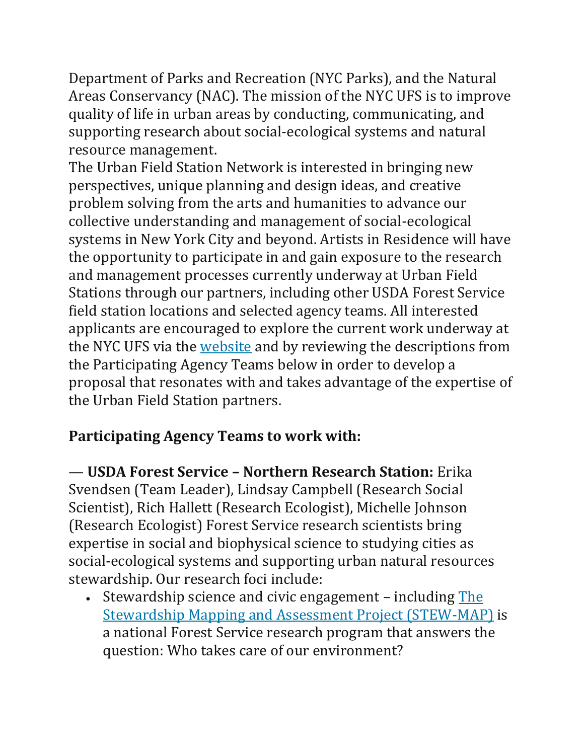Department of Parks and Recreation (NYC Parks), and the Natural Areas Conservancy (NAC). The mission of the NYC UFS is to improve quality of life in urban areas by conducting, communicating, and supporting research about social-ecological systems and natural resource management.

The Urban Field Station Network is interested in bringing new perspectives, unique planning and design ideas, and creative problem solving from the arts and humanities to advance our collective understanding and management of social-ecological systems in New York City and beyond. Artists in Residence will have the opportunity to participate in and gain exposure to the research and management processes currently underway at Urban Field Stations through our partners, including other USDA Forest Service field station locations and selected agency teams. All interested applicants are encouraged to explore the current work underway at the NYC UFS via the [website]() and by reviewing the descriptions from the Participating Agency Teams below in order to develop a proposal that resonates with and takes advantage of the expertise of the Urban Field Station partners.

**Participating Agency Teams to work with:**

— **USDA Forest Service – Northern Research Station:** Erika Svendsen (Team Leader), Lindsay Campbell (Research Social Scientist), Rich Hallett (Research Ecologist), Michelle Johnson (Research Ecologist) Forest Service research scientists bring expertise in social and biophysical science to studying cities as social-ecological systems and supporting urban natural resources stewardship. Our research foci include:

- Stewardship science and civic engagement – including [The Stewardship Mapping and Assessment Project (STEW-MAP)]() is a national Forest Service research program that answers the question: Who takes care of our environment?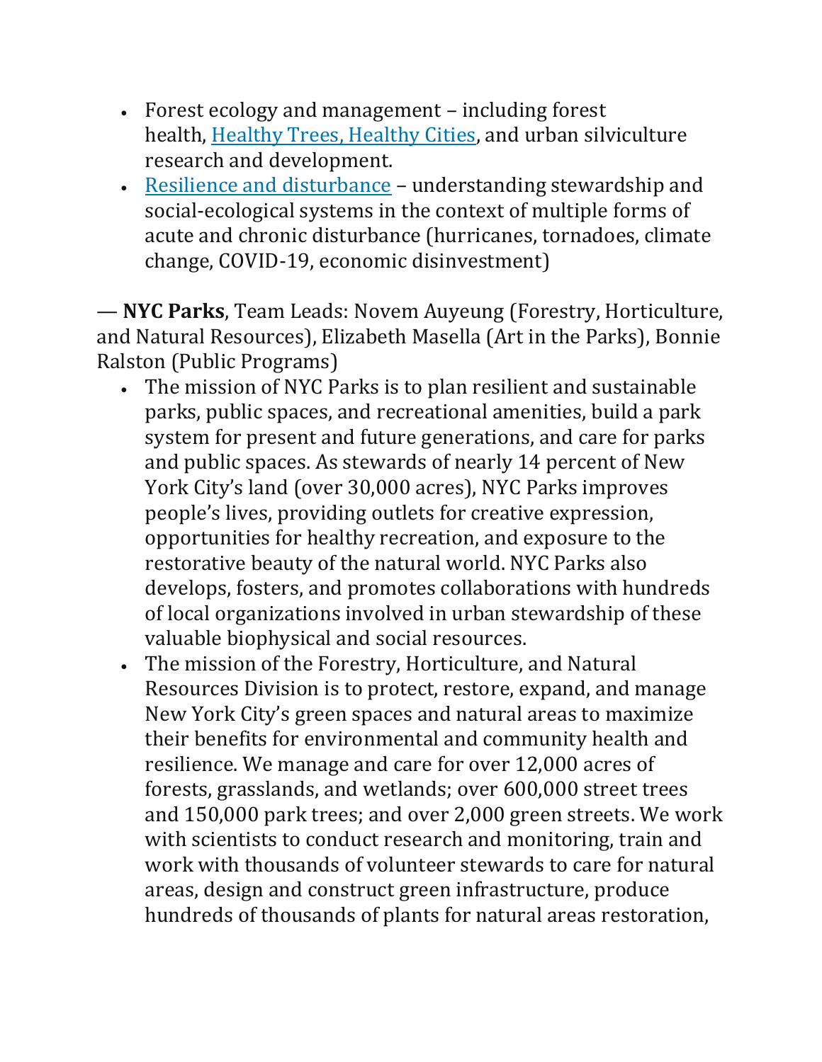- Forest ecology and management – including forest health, [Healthy Trees, Healthy Cities](), and urban silviculture research and development.
- [Resilience and disturbance]() – understanding stewardship and social-ecological systems in the context of multiple forms of acute and chronic disturbance (hurricanes, tornadoes, climate change, COVID-19, economic disinvestment)

— **NYC Parks**, Team Leads: Novem Auyeung (Forestry, Horticulture, and Natural Resources), Elizabeth Masella (Art in the Parks), Bonnie Ralston (Public Programs)

- The mission of NYC Parks is to plan resilient and sustainable parks, public spaces, and recreational amenities, build a park system for present and future generations, and care for parks and public spaces. As stewards of nearly 14 percent of New York City's land (over 30,000 acres), NYC Parks improves people's lives, providing outlets for creative expression, opportunities for healthy recreation, and exposure to the restorative beauty of the natural world. NYC Parks also develops, fosters, and promotes collaborations with hundreds of local organizations involved in urban stewardship of these valuable biophysical and social resources.
- The mission of the Forestry, Horticulture, and Natural Resources Division is to protect, restore, expand, and manage New York City's green spaces and natural areas to maximize their benefits for environmental and community health and resilience. We manage and care for over 12,000 acres of forests, grasslands, and wetlands; over 600,000 street trees and 150,000 park trees; and over 2,000 green streets. We work with scientists to conduct research and monitoring, train and work with thousands of volunteer stewards to care for natural areas, design and construct green infrastructure, produce hundreds of thousands of plants for natural areas restoration,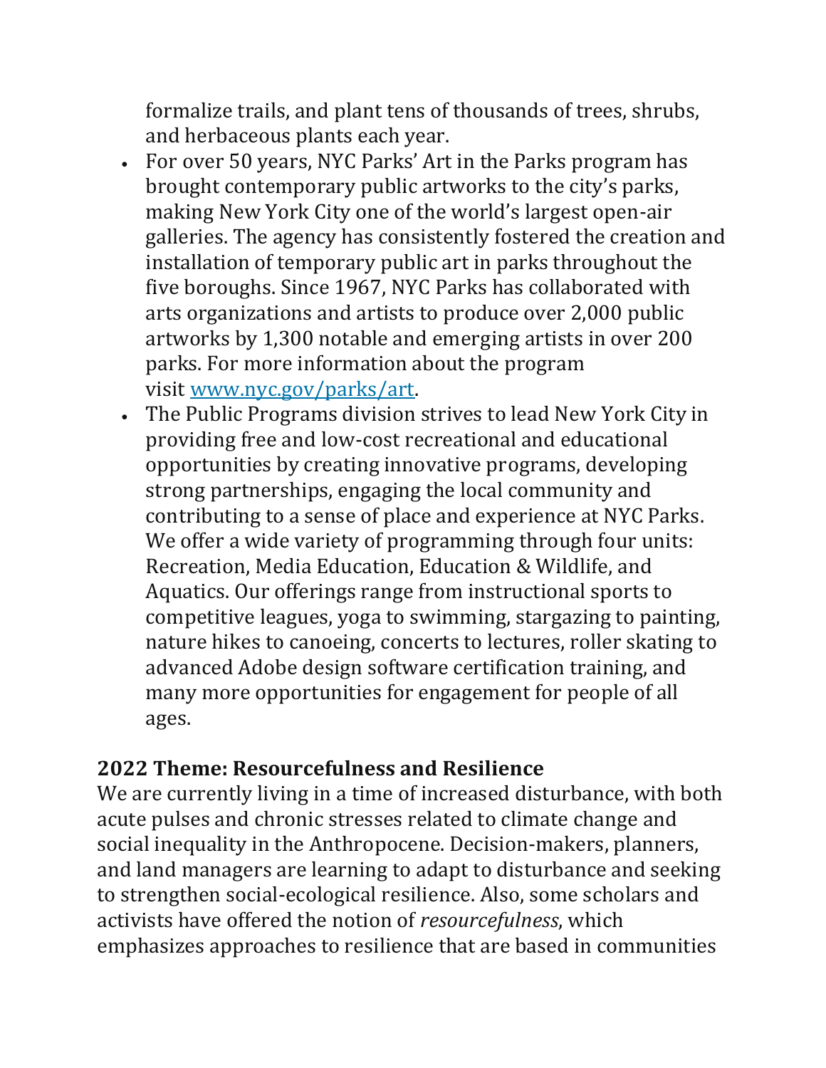formalize trails, and plant tens of thousands of trees, shrubs, and herbaceous plants each year.

- For over 50 years, NYC Parks' Art in the Parks program has brought contemporary public artworks to the city's parks, making New York City one of the world's largest open-air galleries. The agency has consistently fostered the creation and installation of temporary public art in parks throughout the five boroughs. Since 1967, NYC Parks has collaborated with arts organizations and artists to produce over 2,000 public artworks by 1,300 notable and emerging artists in over 200 parks. For more information about the program visit [www.nyc.gov/parks/art](http://www.nyc.gov/parks/art).
- The Public Programs division strives to lead New York City in providing free and low-cost recreational and educational opportunities by creating innovative programs, developing strong partnerships, engaging the local community and contributing to a sense of place and experience at NYC Parks. We offer a wide variety of programming through four units: Recreation, Media Education, Education & Wildlife, and Aquatics. Our offerings range from instructional sports to competitive leagues, yoga to swimming, stargazing to painting, nature hikes to canoeing, concerts to lectures, roller skating to advanced Adobe design software certification training, and many more opportunities for engagement for people of all ages.

## 2022 Theme: Resourcefulness and Resilience

We are currently living in a time of increased disturbance, with both acute pulses and chronic stresses related to climate change and social inequality in the Anthropocene. Decision-makers, planners, and land managers are learning to adapt to disturbance and seeking to strengthen social-ecological resilience. Also, some scholars and activists have offered the notion of *resourcefulness*, which emphasizes approaches to resilience that are based in communities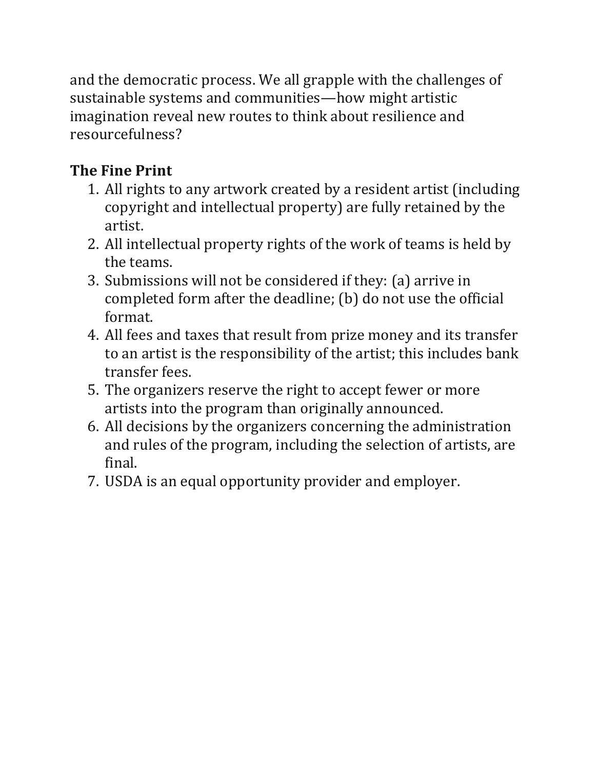and the democratic process. We all grapple with the challenges of sustainable systems and communities—how might artistic imagination reveal new routes to think about resilience and resourcefulness?

### The Fine Print

1. All rights to any artwork created by a resident artist (including copyright and intellectual property) are fully retained by the artist.
2. All intellectual property rights of the work of teams is held by the teams.
3. Submissions will not be considered if they: (a) arrive in completed form after the deadline; (b) do not use the official format.
4. All fees and taxes that result from prize money and its transfer to an artist is the responsibility of the artist; this includes bank transfer fees.
5. The organizers reserve the right to accept fewer or more artists into the program than originally announced.
6. All decisions by the organizers concerning the administration and rules of the program, including the selection of artists, are final.
7. USDA is an equal opportunity provider and employer.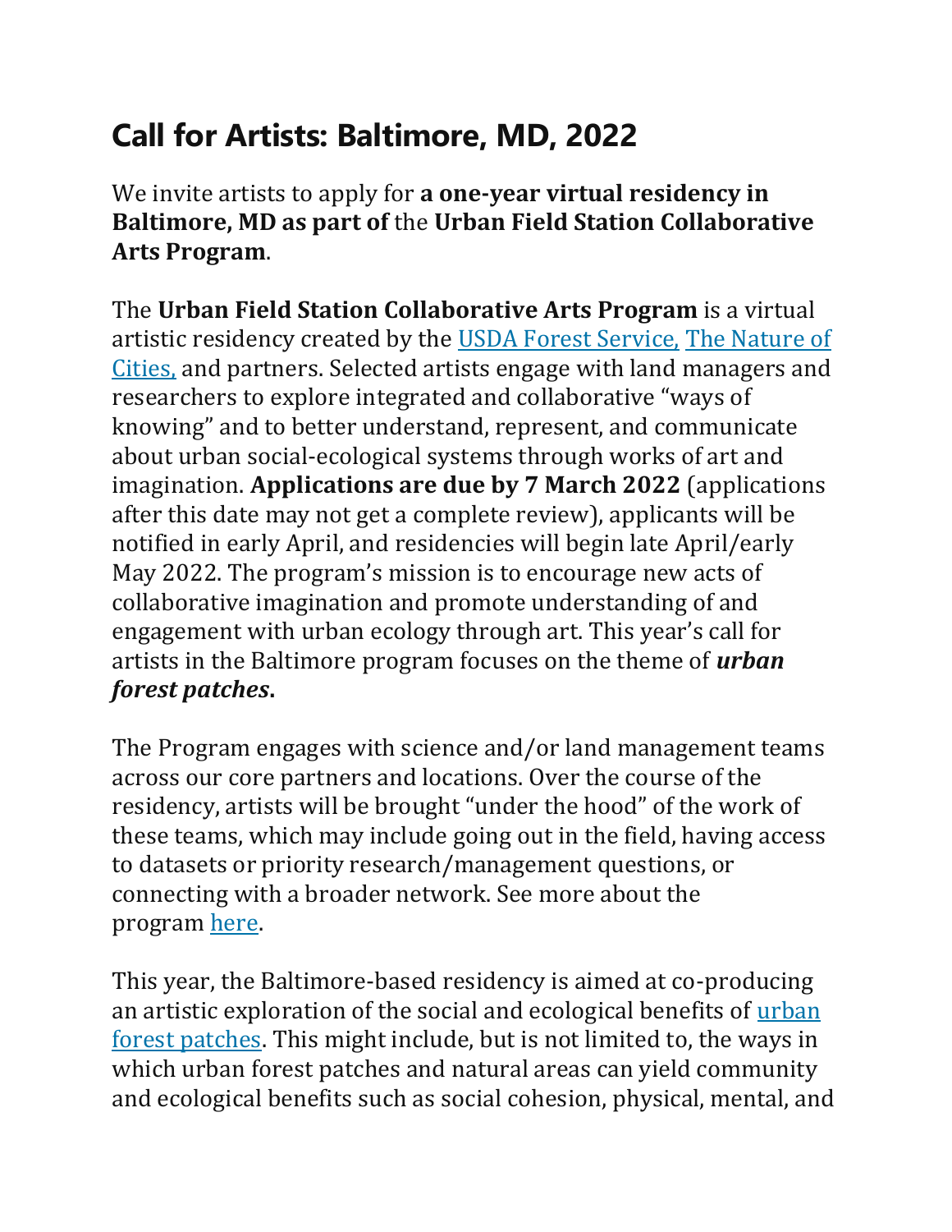# Call for Artists: Baltimore, MD, 2022

We invite artists to apply for **a one-year virtual residency in Baltimore, MD as part of** the **Urban Field Station Collaborative Arts Program**.

The **Urban Field Station Collaborative Arts Program** is a virtual artistic residency created by the USDA Forest Service, The Nature of Cities, and partners. Selected artists engage with land managers and researchers to explore integrated and collaborative "ways of knowing" and to better understand, represent, and communicate about urban social-ecological systems through works of art and imagination. **Applications are due by 7 March 2022** (applications after this date may not get a complete review), applicants will be notified in early April, and residencies will begin late April/early May 2022. The program's mission is to encourage new acts of collaborative imagination and promote understanding of and engagement with urban ecology through art. This year's call for artists in the Baltimore program focuses on the theme of ***urban forest patches*.**

The Program engages with science and/or land management teams across our core partners and locations. Over the course of the residency, artists will be brought "under the hood" of the work of these teams, which may include going out in the field, having access to datasets or priority research/management questions, or connecting with a broader network. See more about the program here.

This year, the Baltimore-based residency is aimed at co-producing an artistic exploration of the social and ecological benefits of urban forest patches. This might include, but is not limited to, the ways in which urban forest patches and natural areas can yield community and ecological benefits such as social cohesion, physical, mental, and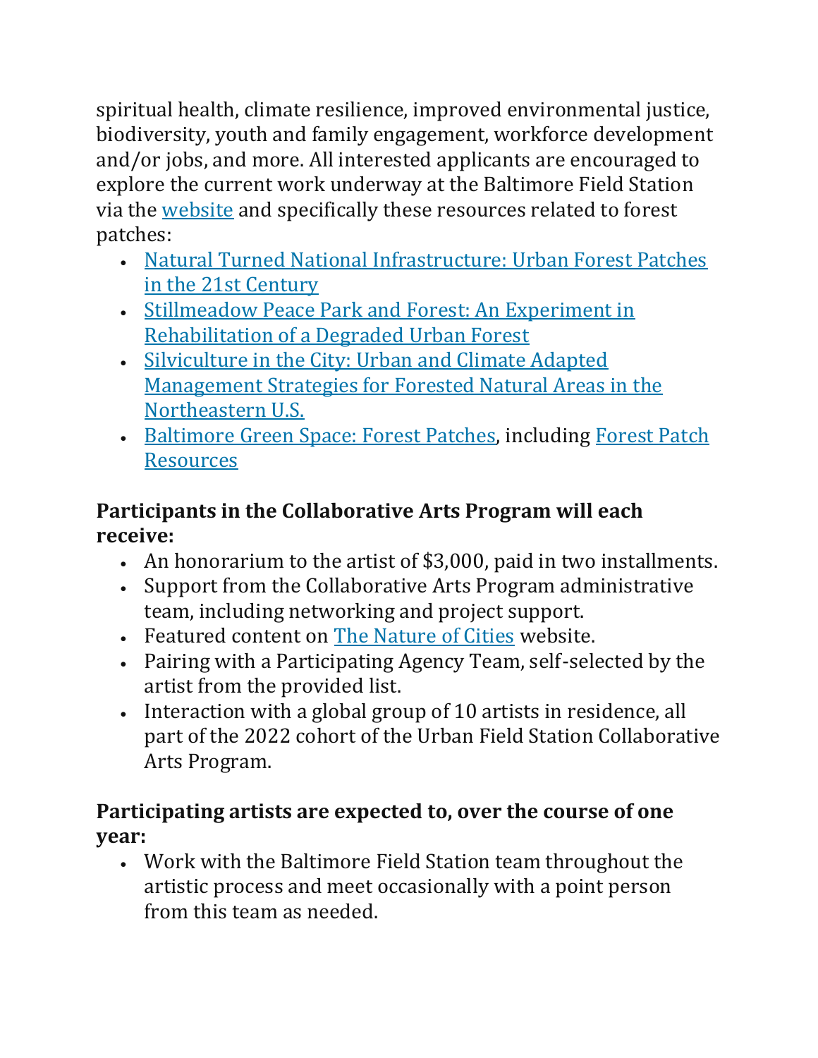spiritual health, climate resilience, improved environmental justice, biodiversity, youth and family engagement, workforce development and/or jobs, and more. All interested applicants are encouraged to explore the current work underway at the Baltimore Field Station via the website and specifically these resources related to forest patches:

- Natural Turned National Infrastructure: Urban Forest Patches in the 21st Century
- Stillmeadow Peace Park and Forest: An Experiment in Rehabilitation of a Degraded Urban Forest
- Silviculture in the City: Urban and Climate Adapted Management Strategies for Forested Natural Areas in the Northeastern U.S.
- Baltimore Green Space: Forest Patches, including Forest Patch Resources

**Participants in the Collaborative Arts Program will each receive:**

- An honorarium to the artist of $3,000, paid in two installments.
- Support from the Collaborative Arts Program administrative team, including networking and project support.
- Featured content on The Nature of Cities website.
- Pairing with a Participating Agency Team, self-selected by the artist from the provided list.
- Interaction with a global group of 10 artists in residence, all part of the 2022 cohort of the Urban Field Station Collaborative Arts Program.

**Participating artists are expected to, over the course of one year:**

- Work with the Baltimore Field Station team throughout the artistic process and meet occasionally with a point person from this team as needed.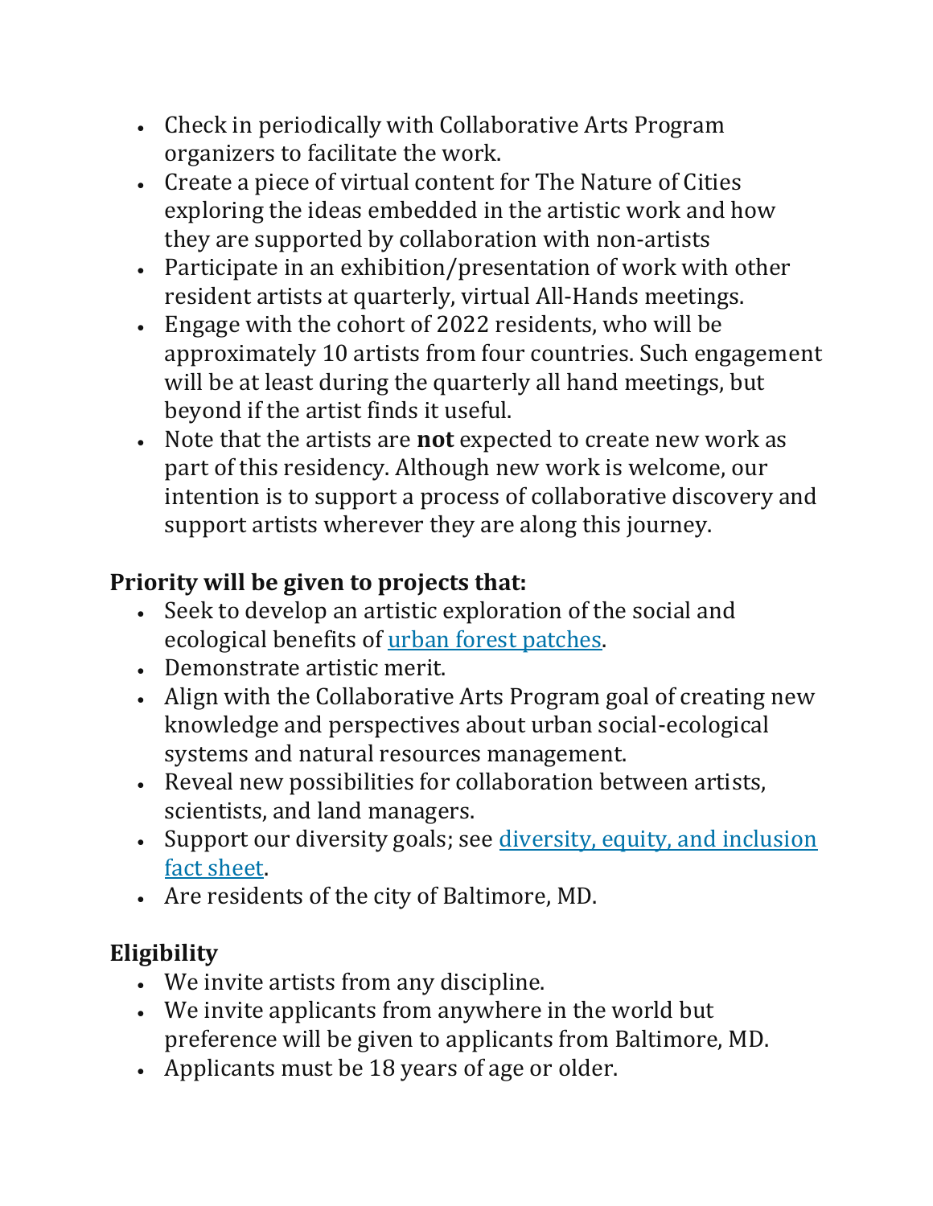- Check in periodically with Collaborative Arts Program organizers to facilitate the work.
- Create a piece of virtual content for The Nature of Cities exploring the ideas embedded in the artistic work and how they are supported by collaboration with non-artists
- Participate in an exhibition/presentation of work with other resident artists at quarterly, virtual All-Hands meetings.
- Engage with the cohort of 2022 residents, who will be approximately 10 artists from four countries. Such engagement will be at least during the quarterly all hand meetings, but beyond if the artist finds it useful.
- Note that the artists are **not** expected to create new work as part of this residency. Although new work is welcome, our intention is to support a process of collaborative discovery and support artists wherever they are along this journey.

### Priority will be given to projects that:

- Seek to develop an artistic exploration of the social and ecological benefits of urban forest patches.
- Demonstrate artistic merit.
- Align with the Collaborative Arts Program goal of creating new knowledge and perspectives about urban social-ecological systems and natural resources management.
- Reveal new possibilities for collaboration between artists, scientists, and land managers.
- Support our diversity goals; see diversity, equity, and inclusion fact sheet.
- Are residents of the city of Baltimore, MD.

### Eligibility

- We invite artists from any discipline.
- We invite applicants from anywhere in the world but preference will be given to applicants from Baltimore, MD.
- Applicants must be 18 years of age or older.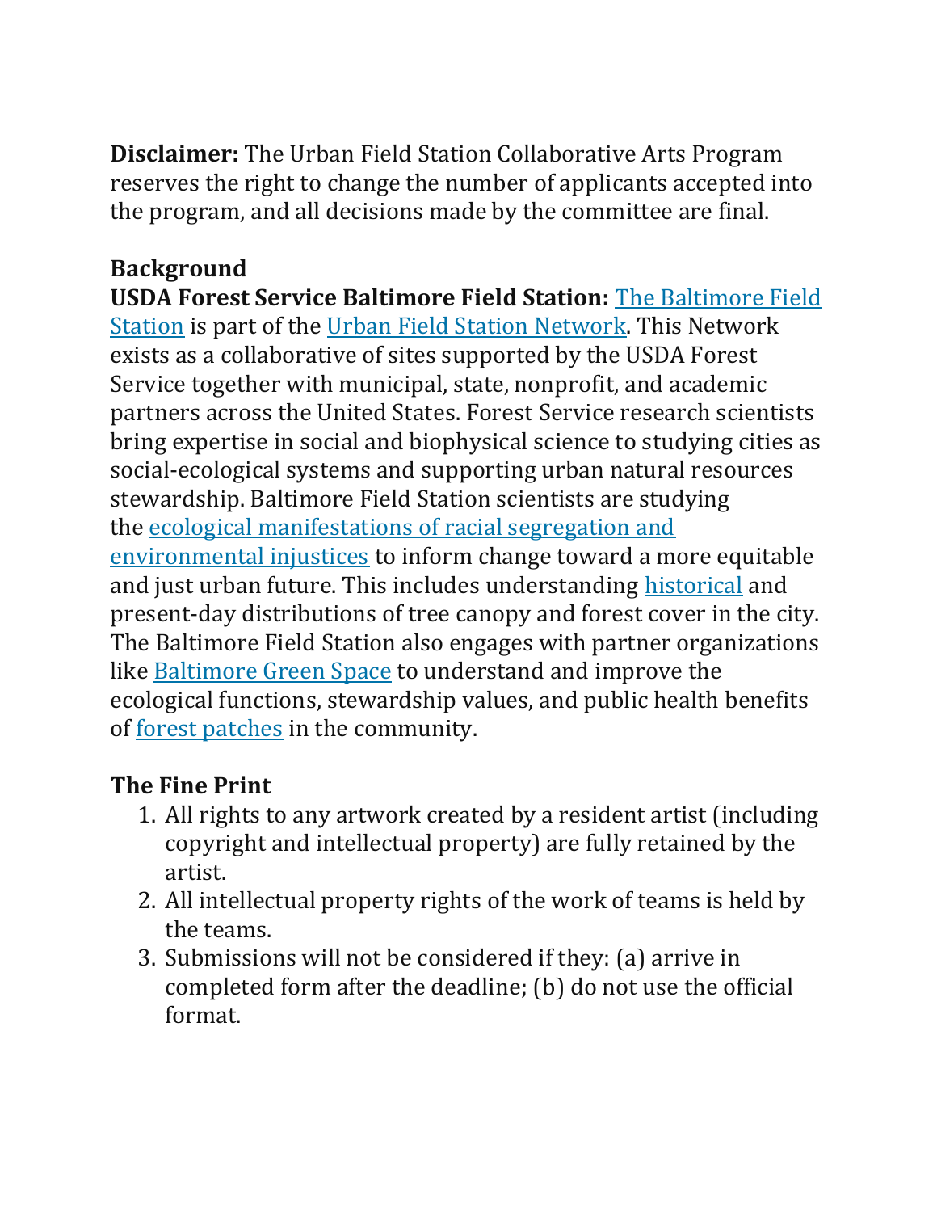**Disclaimer:** The Urban Field Station Collaborative Arts Program reserves the right to change the number of applicants accepted into the program, and all decisions made by the committee are final.

## Background

**USDA Forest Service Baltimore Field Station:** The Baltimore Field Station is part of the Urban Field Station Network. This Network exists as a collaborative of sites supported by the USDA Forest Service together with municipal, state, nonprofit, and academic partners across the United States. Forest Service research scientists bring expertise in social and biophysical science to studying cities as social-ecological systems and supporting urban natural resources stewardship. Baltimore Field Station scientists are studying the ecological manifestations of racial segregation and environmental injustices to inform change toward a more equitable and just urban future. This includes understanding historical and present-day distributions of tree canopy and forest cover in the city. The Baltimore Field Station also engages with partner organizations like Baltimore Green Space to understand and improve the ecological functions, stewardship values, and public health benefits of forest patches in the community.

## The Fine Print

1. All rights to any artwork created by a resident artist (including copyright and intellectual property) are fully retained by the artist.
2. All intellectual property rights of the work of teams is held by the teams.
3. Submissions will not be considered if they: (a) arrive in completed form after the deadline; (b) do not use the official format.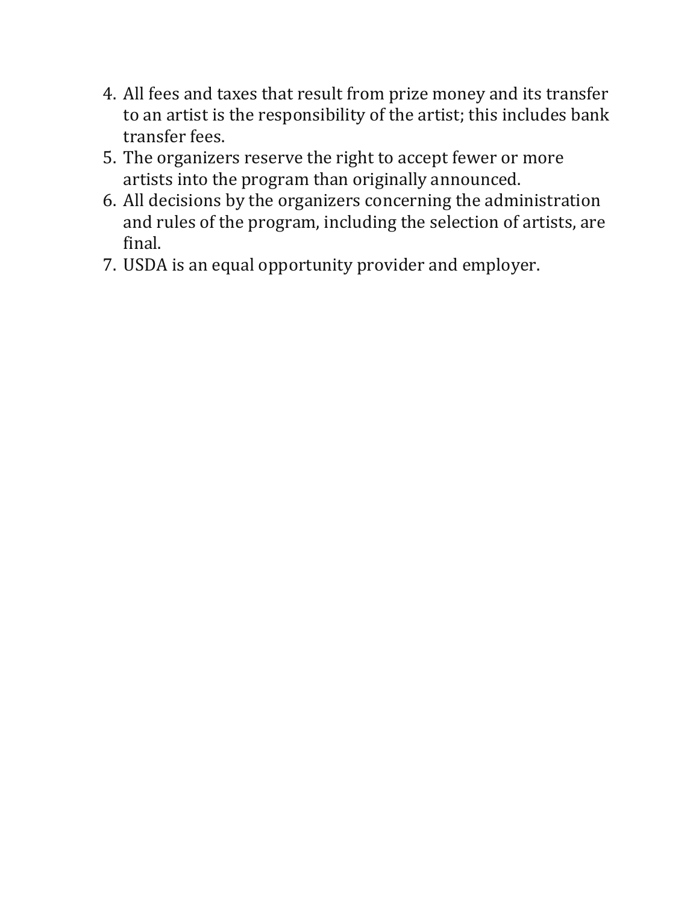4. All fees and taxes that result from prize money and its transfer to an artist is the responsibility of the artist; this includes bank transfer fees.
5. The organizers reserve the right to accept fewer or more artists into the program than originally announced.
6. All decisions by the organizers concerning the administration and rules of the program, including the selection of artists, are final.
7. USDA is an equal opportunity provider and employer.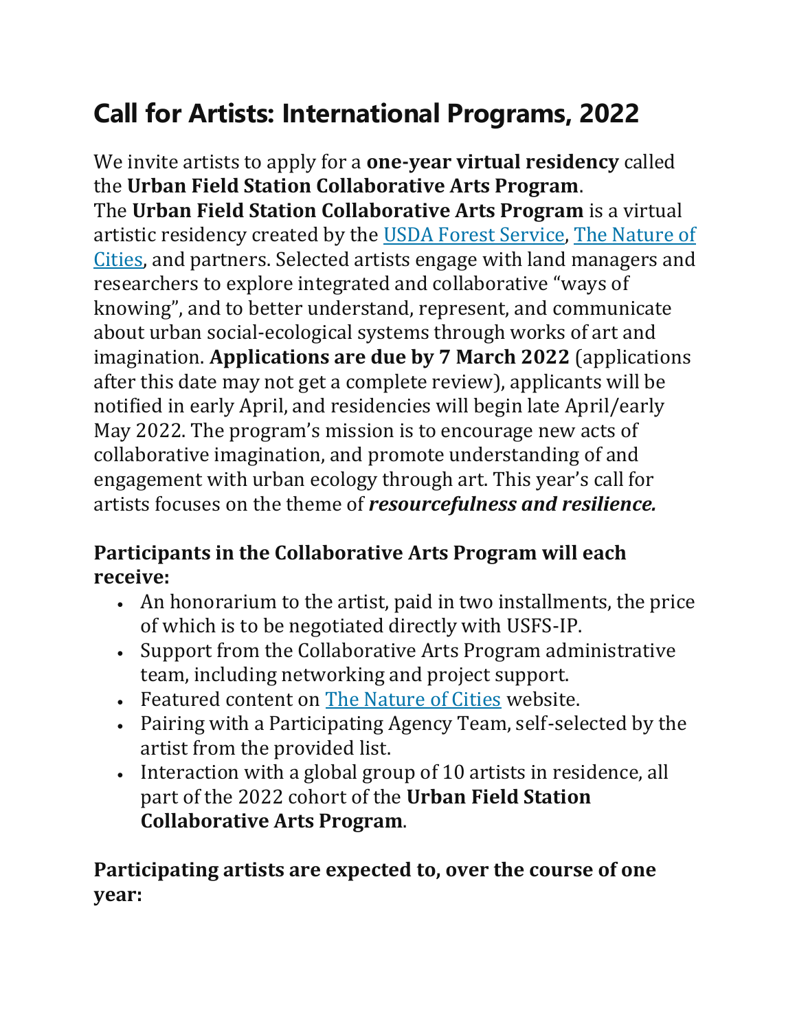# Call for Artists: International Programs, 2022

We invite artists to apply for a **one-year virtual residency** called the **Urban Field Station Collaborative Arts Program**.

The **Urban Field Station Collaborative Arts Program** is a virtual artistic residency created by the [USDA Forest Service](), [The Nature of Cities](), and partners. Selected artists engage with land managers and researchers to explore integrated and collaborative "ways of knowing", and to better understand, represent, and communicate about urban social-ecological systems through works of art and imagination. **Applications are due by 7 March 2022** (applications after this date may not get a complete review), applicants will be notified in early April, and residencies will begin late April/early May 2022. The program's mission is to encourage new acts of collaborative imagination, and promote understanding of and engagement with urban ecology through art. This year's call for artists focuses on the theme of ***resourcefulness and resilience.***

### Participants in the Collaborative Arts Program will each receive:

- An honorarium to the artist, paid in two installments, the price of which is to be negotiated directly with USFS-IP.
- Support from the Collaborative Arts Program administrative team, including networking and project support.
- Featured content on [The Nature of Cities]() website.
- Pairing with a Participating Agency Team, self-selected by the artist from the provided list.
- Interaction with a global group of 10 artists in residence, all part of the 2022 cohort of the **Urban Field Station Collaborative Arts Program**.

### Participating artists are expected to, over the course of one year: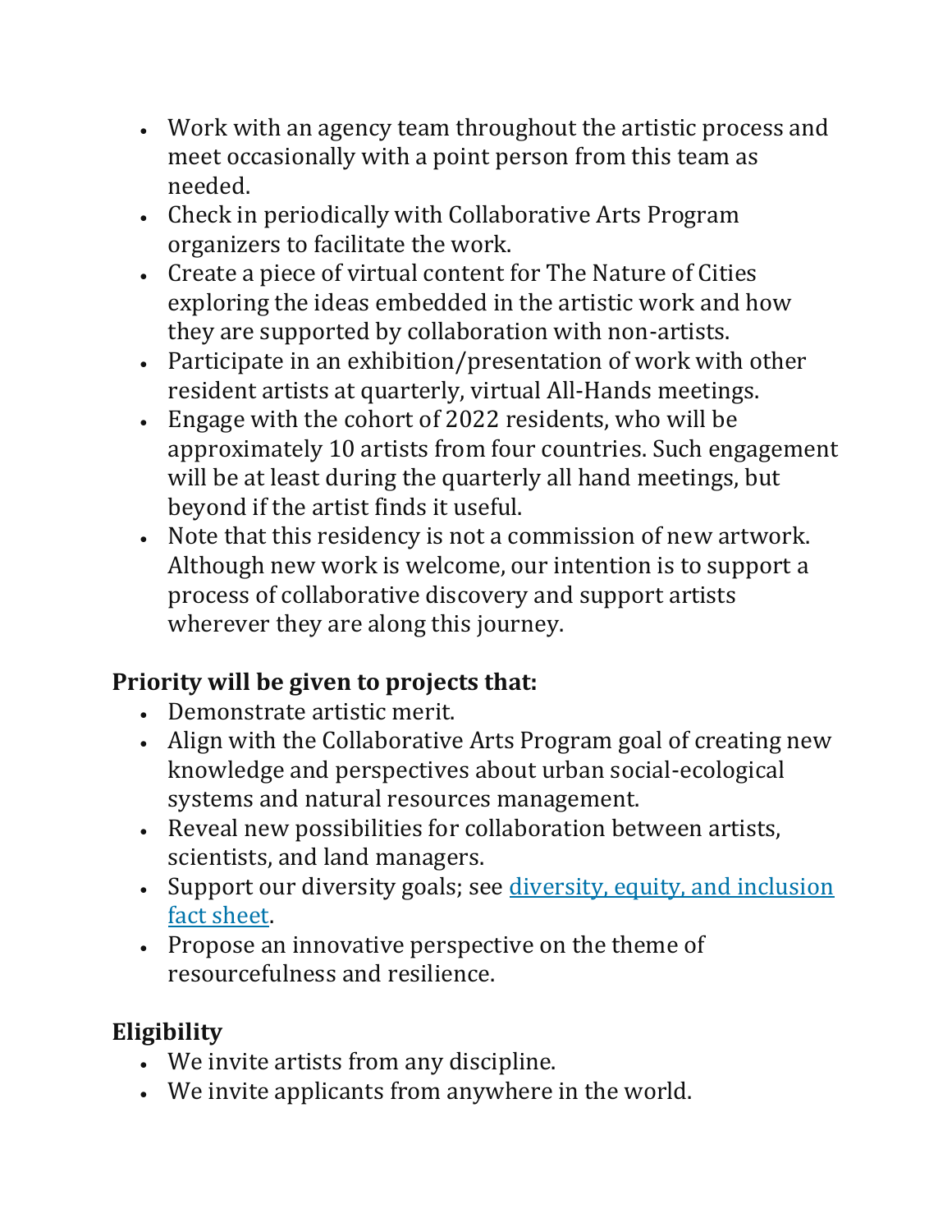- Work with an agency team throughout the artistic process and meet occasionally with a point person from this team as needed.
- Check in periodically with Collaborative Arts Program organizers to facilitate the work.
- Create a piece of virtual content for The Nature of Cities exploring the ideas embedded in the artistic work and how they are supported by collaboration with non-artists.
- Participate in an exhibition/presentation of work with other resident artists at quarterly, virtual All-Hands meetings.
- Engage with the cohort of 2022 residents, who will be approximately 10 artists from four countries. Such engagement will be at least during the quarterly all hand meetings, but beyond if the artist finds it useful.
- Note that this residency is not a commission of new artwork. Although new work is welcome, our intention is to support a process of collaborative discovery and support artists wherever they are along this journey.

**Priority will be given to projects that:**

- Demonstrate artistic merit.
- Align with the Collaborative Arts Program goal of creating new knowledge and perspectives about urban social-ecological systems and natural resources management.
- Reveal new possibilities for collaboration between artists, scientists, and land managers.
- Support our diversity goals; see [diversity, equity, and inclusion fact sheet](diversity, equity, and inclusion fact sheet).
- Propose an innovative perspective on the theme of resourcefulness and resilience.

**Eligibility**

- We invite artists from any discipline.
- We invite applicants from anywhere in the world.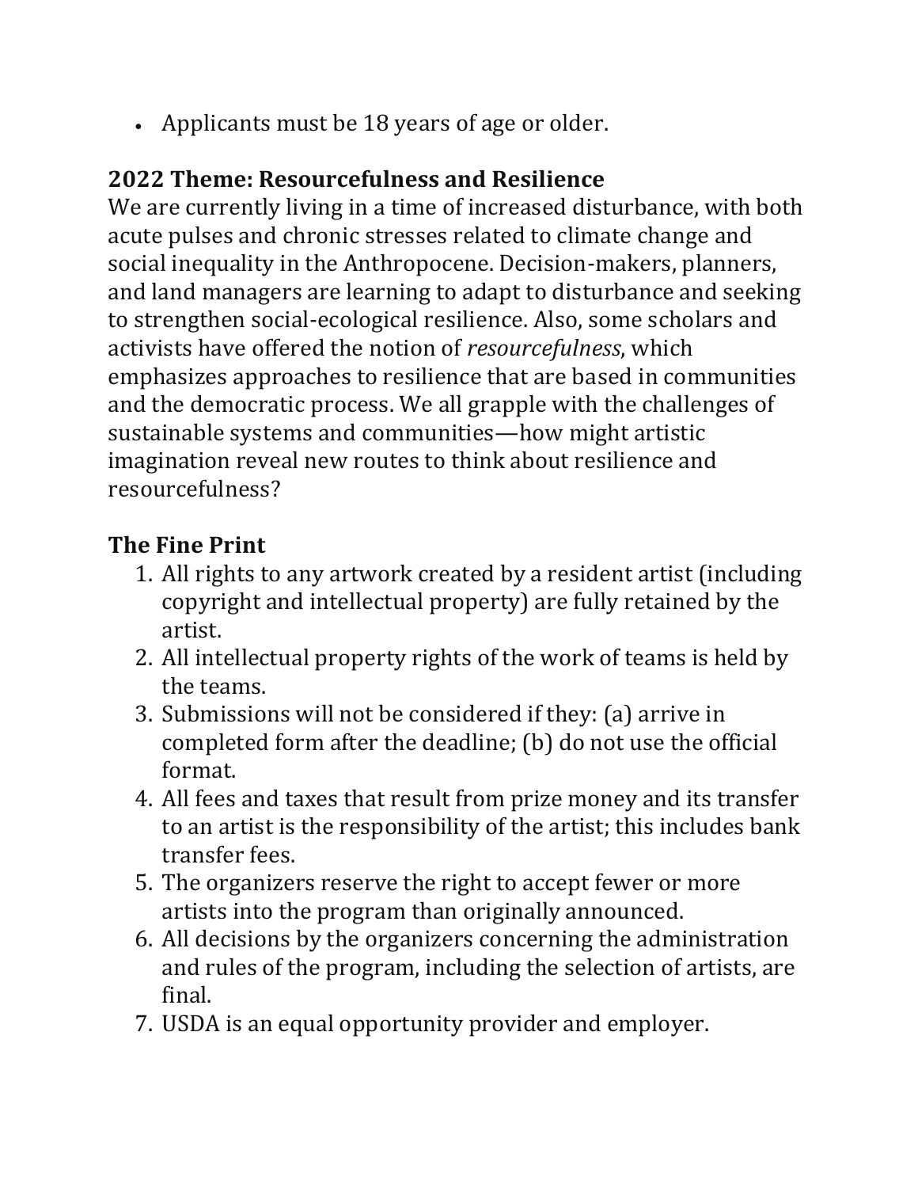- Applicants must be 18 years of age or older.

## 2022 Theme: Resourcefulness and Resilience

We are currently living in a time of increased disturbance, with both acute pulses and chronic stresses related to climate change and social inequality in the Anthropocene. Decision-makers, planners, and land managers are learning to adapt to disturbance and seeking to strengthen social-ecological resilience. Also, some scholars and activists have offered the notion of *resourcefulness*, which emphasizes approaches to resilience that are based in communities and the democratic process. We all grapple with the challenges of sustainable systems and communities—how might artistic imagination reveal new routes to think about resilience and resourcefulness?

## The Fine Print

1. All rights to any artwork created by a resident artist (including copyright and intellectual property) are fully retained by the artist.
2. All intellectual property rights of the work of teams is held by the teams.
3. Submissions will not be considered if they: (a) arrive in completed form after the deadline; (b) do not use the official format.
4. All fees and taxes that result from prize money and its transfer to an artist is the responsibility of the artist; this includes bank transfer fees.
5. The organizers reserve the right to accept fewer or more artists into the program than originally announced.
6. All decisions by the organizers concerning the administration and rules of the program, including the selection of artists, are final.
7. USDA is an equal opportunity provider and employer.